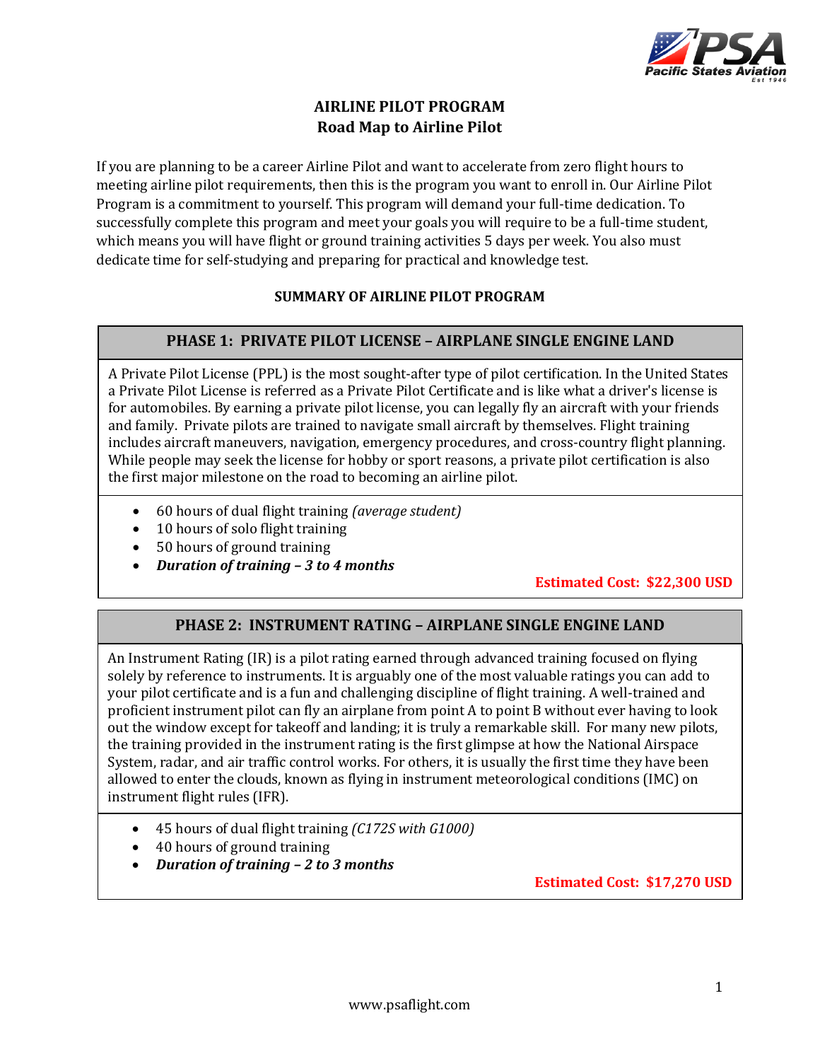# AIRLINE PILOT PROGRAM
## Road Map to Airline Pilot

If you are planning to be a career Airline Pilot and want to accelerate from zero flight hours to meeting airline pilot requirements, then this is the program you want to enroll in. Our Airline Pilot Program is a commitment to yourself. This program will demand your full-time dedication. To successfully complete this program and meet your goals you will require to be a full-time student, which means you will have flight or ground training activities 5 days per week. You also must dedicate time for self-studying and preparing for practical and knowledge test.

### SUMMARY OF AIRLINE PILOT PROGRAM

### PHASE 1: PRIVATE PILOT LICENSE – AIRPLANE SINGLE ENGINE LAND

A Private Pilot License (PPL) is the most sought-after type of pilot certification. In the United States a Private Pilot License is referred as a Private Pilot Certificate and is like what a driver's license is for automobiles. By earning a private pilot license, you can legally fly an aircraft with your friends and family. Private pilots are trained to navigate small aircraft by themselves. Flight training includes aircraft maneuvers, navigation, emergency procedures, and cross-country flight planning. While people may seek the license for hobby or sport reasons, a private pilot certification is also the first major milestone on the road to becoming an airline pilot.

- 60 hours of dual flight training *(average student)*
- 10 hours of solo flight training
- 50 hours of ground training
- ***Duration of training – 3 to 4 months***

**Estimated Cost: $22,300 USD**

### PHASE 2: INSTRUMENT RATING – AIRPLANE SINGLE ENGINE LAND

An Instrument Rating (IR) is a pilot rating earned through advanced training focused on flying solely by reference to instruments. It is arguably one of the most valuable ratings you can add to your pilot certificate and is a fun and challenging discipline of flight training. A well-trained and proficient instrument pilot can fly an airplane from point A to point B without ever having to look out the window except for takeoff and landing; it is truly a remarkable skill. For many new pilots, the training provided in the instrument rating is the first glimpse at how the National Airspace System, radar, and air traffic control works. For others, it is usually the first time they have been allowed to enter the clouds, known as flying in instrument meteorological conditions (IMC) on instrument flight rules (IFR).

- 45 hours of dual flight training *(C172S with G1000)*
- 40 hours of ground training
- ***Duration of training – 2 to 3 months***

**Estimated Cost: $17,270 USD**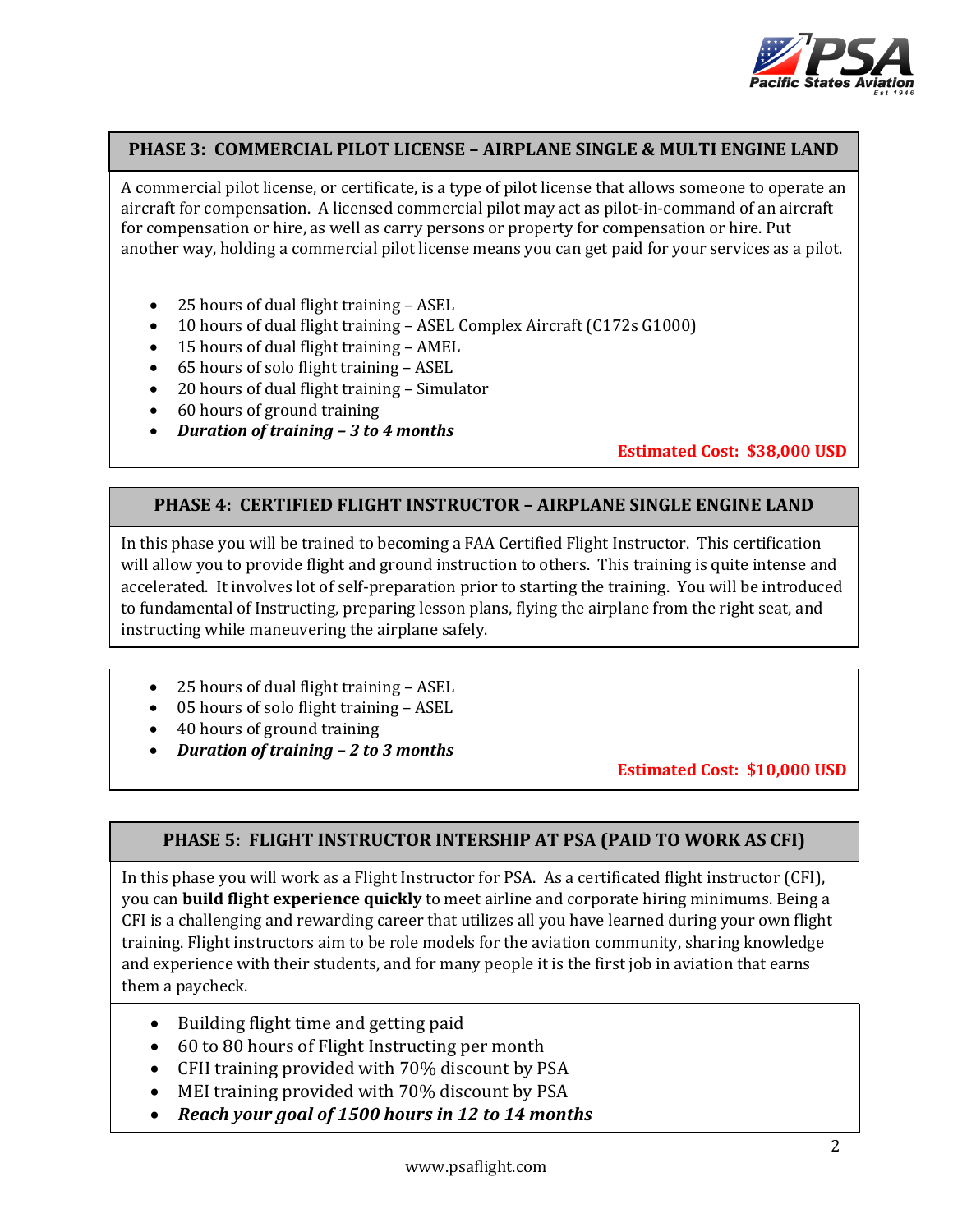## PHASE 3: COMMERCIAL PILOT LICENSE – AIRPLANE SINGLE & MULTI ENGINE LAND

A commercial pilot license, or certificate, is a type of pilot license that allows someone to operate an aircraft for compensation. A licensed commercial pilot may act as pilot-in-command of an aircraft for compensation or hire, as well as carry persons or property for compensation or hire. Put another way, holding a commercial pilot license means you can get paid for your services as a pilot.

- 25 hours of dual flight training – ASEL
- 10 hours of dual flight training – ASEL Complex Aircraft (C172s G1000)
- 15 hours of dual flight training – AMEL
- 65 hours of solo flight training – ASEL
- 20 hours of dual flight training – Simulator
- 60 hours of ground training
- ***Duration of training – 3 to 4 months***

**Estimated Cost: $38,000 USD**

## PHASE 4: CERTIFIED FLIGHT INSTRUCTOR – AIRPLANE SINGLE ENGINE LAND

In this phase you will be trained to becoming a FAA Certified Flight Instructor. This certification will allow you to provide flight and ground instruction to others. This training is quite intense and accelerated. It involves lot of self-preparation prior to starting the training. You will be introduced to fundamental of Instructing, preparing lesson plans, flying the airplane from the right seat, and instructing while maneuvering the airplane safely.

- 25 hours of dual flight training – ASEL
- 05 hours of solo flight training – ASEL
- 40 hours of ground training
- ***Duration of training – 2 to 3 months***

**Estimated Cost: $10,000 USD**

## PHASE 5: FLIGHT INSTRUCTOR INTERSHIP AT PSA (PAID TO WORK AS CFI)

In this phase you will work as a Flight Instructor for PSA. As a certificated flight instructor (CFI), you can **build flight experience quickly** to meet airline and corporate hiring minimums. Being a CFI is a challenging and rewarding career that utilizes all you have learned during your own flight training. Flight instructors aim to be role models for the aviation community, sharing knowledge and experience with their students, and for many people it is the first job in aviation that earns them a paycheck.

- Building flight time and getting paid
- 60 to 80 hours of Flight Instructing per month
- CFII training provided with 70% discount by PSA
- MEI training provided with 70% discount by PSA
- ***Reach your goal of 1500 hours in 12 to 14 months***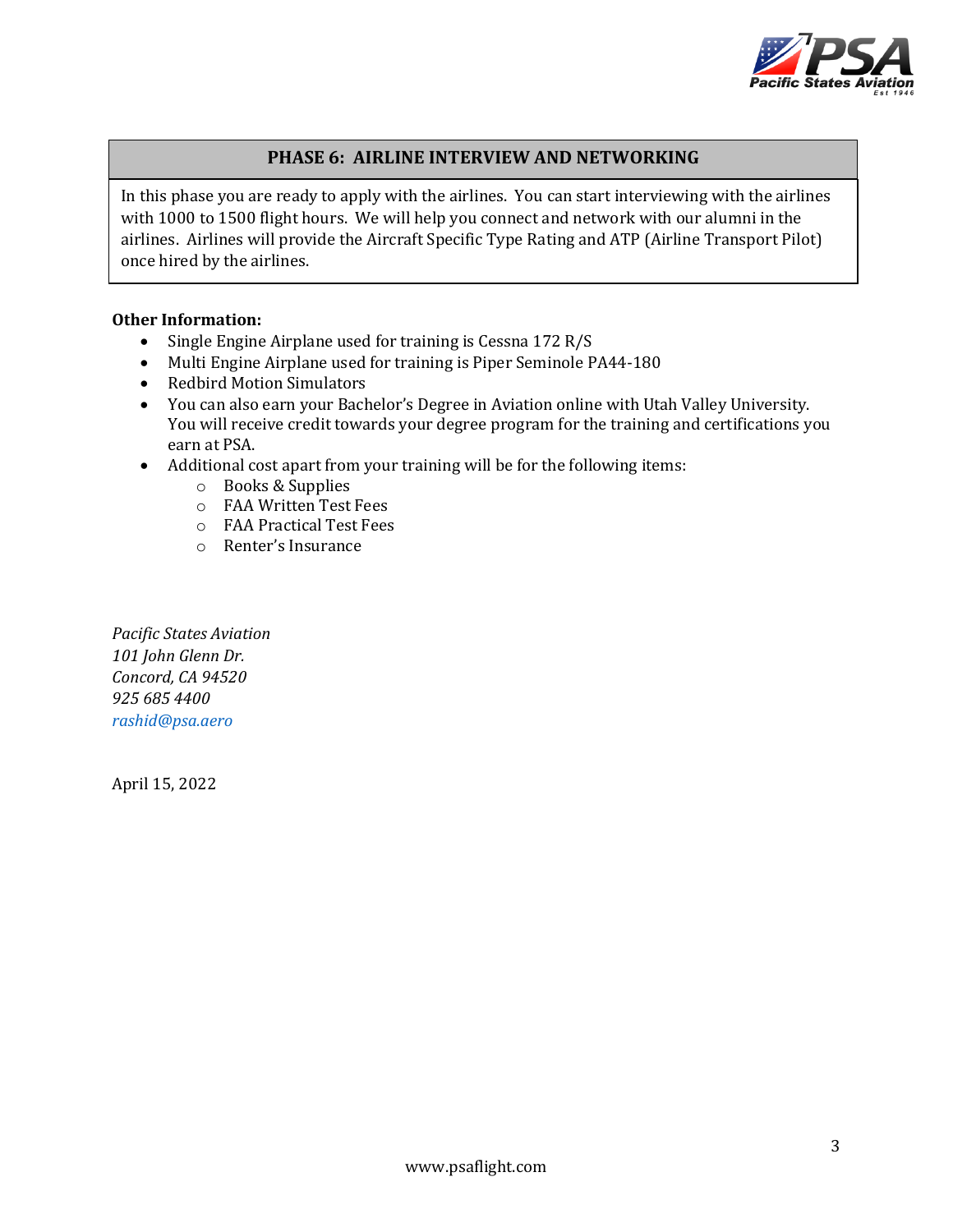## PHASE 6: AIRLINE INTERVIEW AND NETWORKING

In this phase you are ready to apply with the airlines. You can start interviewing with the airlines with 1000 to 1500 flight hours. We will help you connect and network with our alumni in the airlines. Airlines will provide the Aircraft Specific Type Rating and ATP (Airline Transport Pilot) once hired by the airlines.

**Other Information:**

- Single Engine Airplane used for training is Cessna 172 R/S
- Multi Engine Airplane used for training is Piper Seminole PA44-180
- Redbird Motion Simulators
- You can also earn your Bachelor's Degree in Aviation online with Utah Valley University. You will receive credit towards your degree program for the training and certifications you earn at PSA.
- Additional cost apart from your training will be for the following items:
  - Books & Supplies
  - FAA Written Test Fees
  - FAA Practical Test Fees
  - Renter's Insurance

*Pacific States Aviation*
*101 John Glenn Dr.*
*Concord, CA 94520*
*925 685 4400*
*rashid@psa.aero*

April 15, 2022